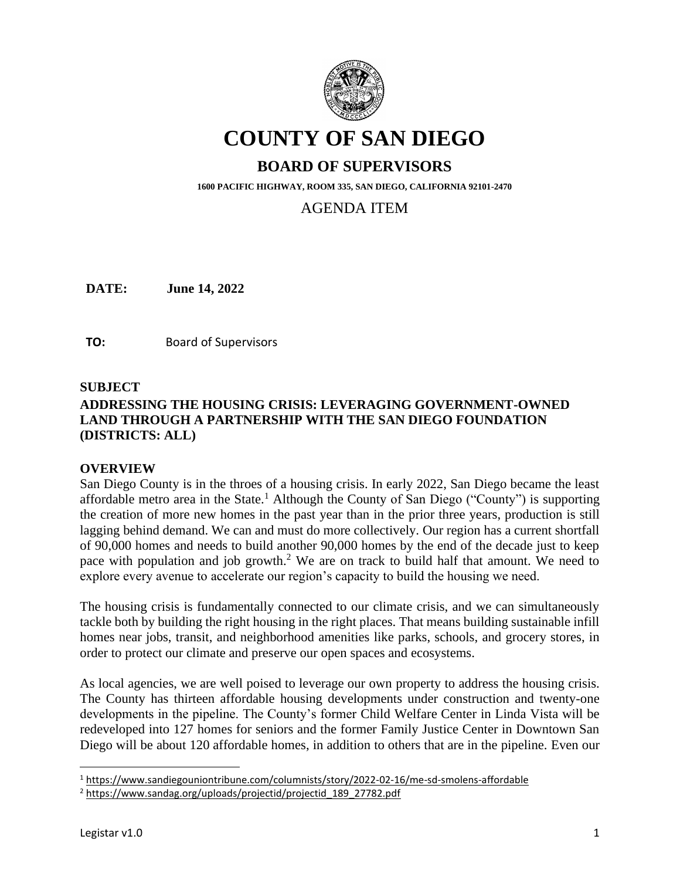# COUNTY OF SAN DIEGO

## BOARD OF SUPERVISORS

**1600 PACIFIC HIGHWAY, ROOM 335, SAN DIEGO, CALIFORNIA 92101-2470**

AGENDA ITEM

**DATE:** **June 14, 2022**

**TO:** Board of Supervisors

**SUBJECT**

**ADDRESSING THE HOUSING CRISIS: LEVERAGING GOVERNMENT-OWNED LAND THROUGH A PARTNERSHIP WITH THE SAN DIEGO FOUNDATION (DISTRICTS: ALL)**

**OVERVIEW**

San Diego County is in the throes of a housing crisis. In early 2022, San Diego became the least affordable metro area in the State.[1] Although the County of San Diego ("County") is supporting the creation of more new homes in the past year than in the prior three years, production is still lagging behind demand. We can and must do more collectively. Our region has a current shortfall of 90,000 homes and needs to build another 90,000 homes by the end of the decade just to keep pace with population and job growth.[2] We are on track to build half that amount. We need to explore every avenue to accelerate our region's capacity to build the housing we need.

The housing crisis is fundamentally connected to our climate crisis, and we can simultaneously tackle both by building the right housing in the right places. That means building sustainable infill homes near jobs, transit, and neighborhood amenities like parks, schools, and grocery stores, in order to protect our climate and preserve our open spaces and ecosystems.

As local agencies, we are well poised to leverage our own property to address the housing crisis. The County has thirteen affordable housing developments under construction and twenty-one developments in the pipeline. The County's former Child Welfare Center in Linda Vista will be redeveloped into 127 homes for seniors and the former Family Justice Center in Downtown San Diego will be about 120 affordable homes, in addition to others that are in the pipeline. Even our

---

[1] https://www.sandiegouniontribune.com/columnists/story/2022-02-16/me-sd-smolens-affordable

[2] https://www.sandag.org/uploads/projectid/projectid_189_27782.pdf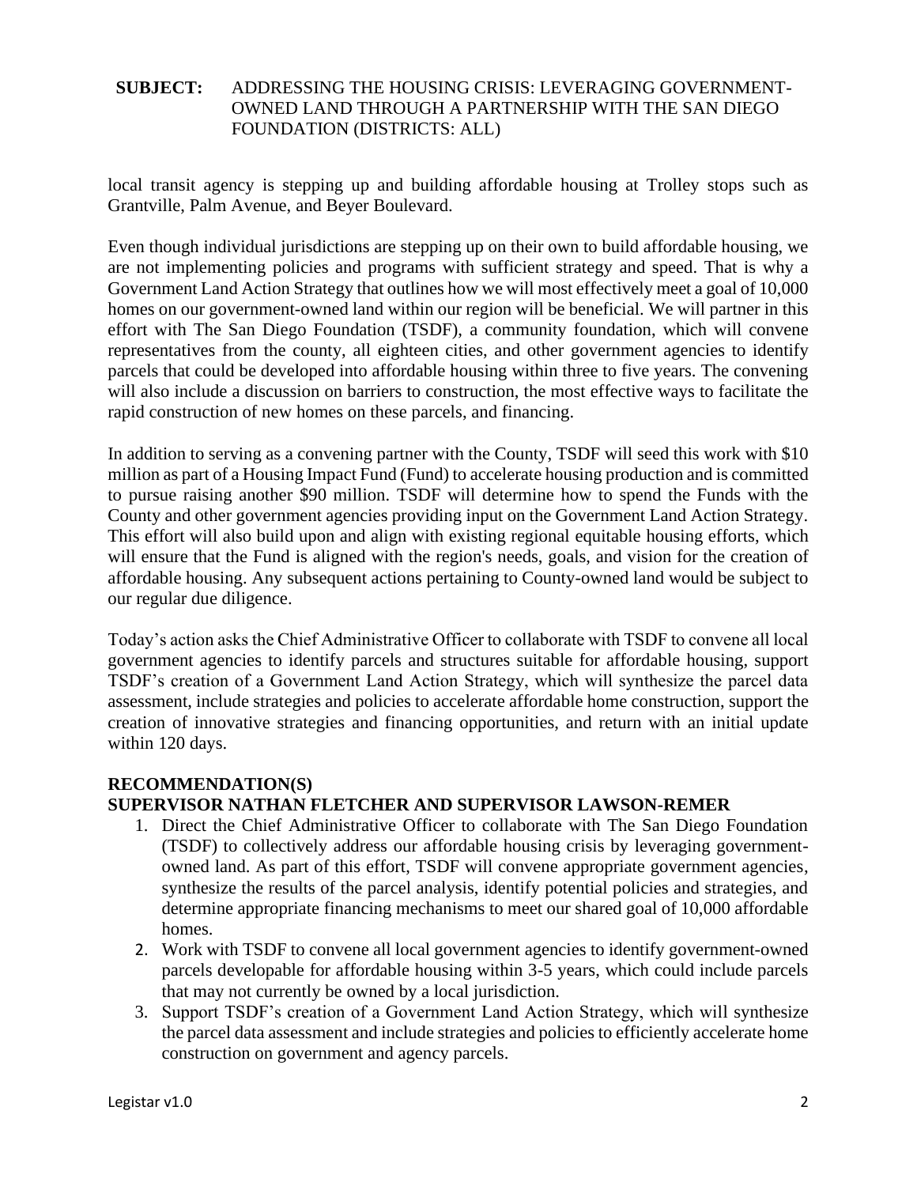**SUBJECT:** ADDRESSING THE HOUSING CRISIS: LEVERAGING GOVERNMENT-OWNED LAND THROUGH A PARTNERSHIP WITH THE SAN DIEGO FOUNDATION (DISTRICTS: ALL)

local transit agency is stepping up and building affordable housing at Trolley stops such as Grantville, Palm Avenue, and Beyer Boulevard.

Even though individual jurisdictions are stepping up on their own to build affordable housing, we are not implementing policies and programs with sufficient strategy and speed. That is why a Government Land Action Strategy that outlines how we will most effectively meet a goal of 10,000 homes on our government-owned land within our region will be beneficial. We will partner in this effort with The San Diego Foundation (TSDF), a community foundation, which will convene representatives from the county, all eighteen cities, and other government agencies to identify parcels that could be developed into affordable housing within three to five years. The convening will also include a discussion on barriers to construction, the most effective ways to facilitate the rapid construction of new homes on these parcels, and financing.

In addition to serving as a convening partner with the County, TSDF will seed this work with $10 million as part of a Housing Impact Fund (Fund) to accelerate housing production and is committed to pursue raising another $90 million. TSDF will determine how to spend the Funds with the County and other government agencies providing input on the Government Land Action Strategy. This effort will also build upon and align with existing regional equitable housing efforts, which will ensure that the Fund is aligned with the region's needs, goals, and vision for the creation of affordable housing. Any subsequent actions pertaining to County-owned land would be subject to our regular due diligence.

Today's action asks the Chief Administrative Officer to collaborate with TSDF to convene all local government agencies to identify parcels and structures suitable for affordable housing, support TSDF's creation of a Government Land Action Strategy, which will synthesize the parcel data assessment, include strategies and policies to accelerate affordable home construction, support the creation of innovative strategies and financing opportunities, and return with an initial update within 120 days.

**RECOMMENDATION(S)**
**SUPERVISOR NATHAN FLETCHER AND SUPERVISOR LAWSON-REMER**

1. Direct the Chief Administrative Officer to collaborate with The San Diego Foundation (TSDF) to collectively address our affordable housing crisis by leveraging government-owned land. As part of this effort, TSDF will convene appropriate government agencies, synthesize the results of the parcel analysis, identify potential policies and strategies, and determine appropriate financing mechanisms to meet our shared goal of 10,000 affordable homes.
2. Work with TSDF to convene all local government agencies to identify government-owned parcels developable for affordable housing within 3-5 years, which could include parcels that may not currently be owned by a local jurisdiction.
3. Support TSDF's creation of a Government Land Action Strategy, which will synthesize the parcel data assessment and include strategies and policies to efficiently accelerate home construction on government and agency parcels.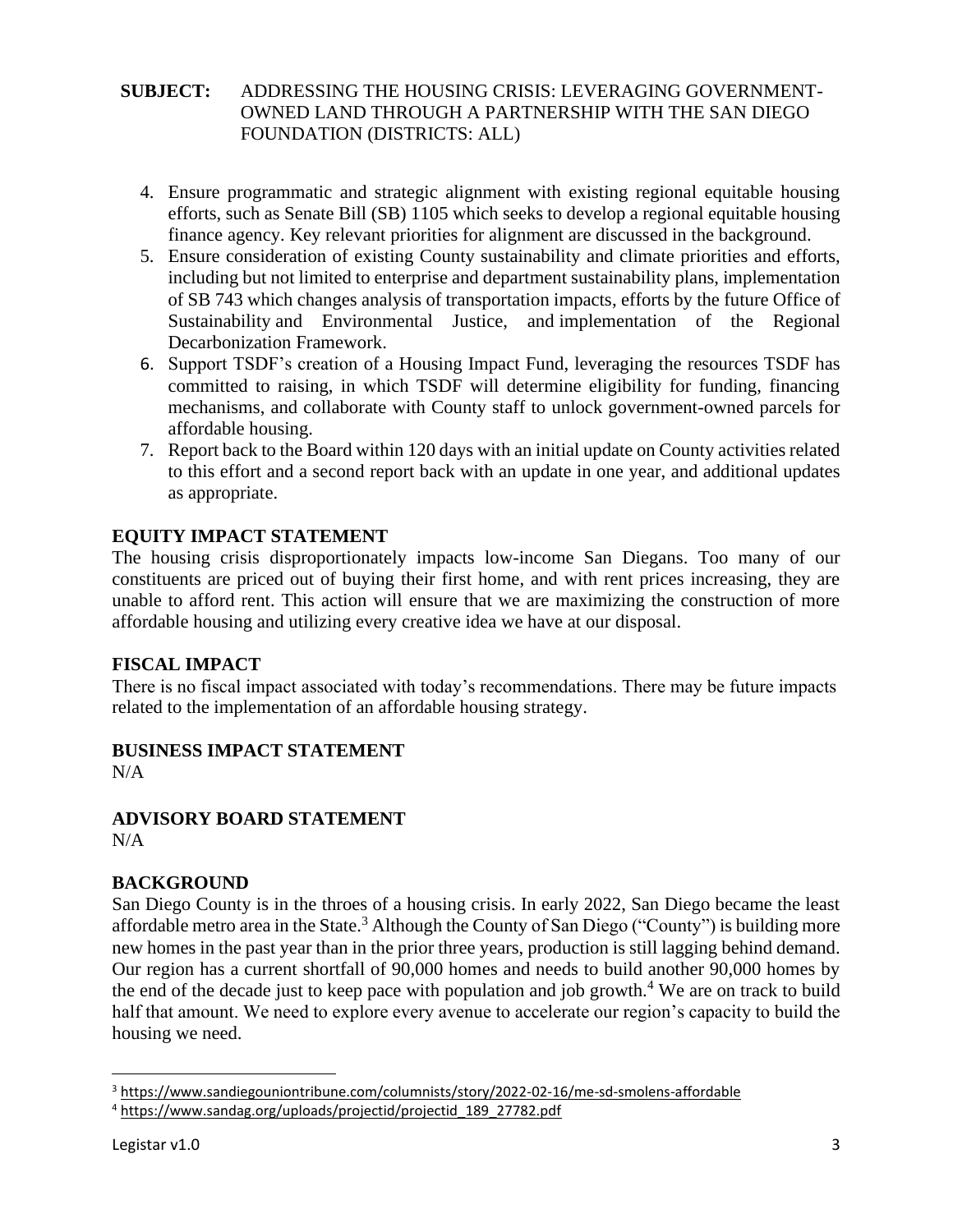**SUBJECT:** ADDRESSING THE HOUSING CRISIS: LEVERAGING GOVERNMENT-OWNED LAND THROUGH A PARTNERSHIP WITH THE SAN DIEGO FOUNDATION (DISTRICTS: ALL)

4. Ensure programmatic and strategic alignment with existing regional equitable housing efforts, such as Senate Bill (SB) 1105 which seeks to develop a regional equitable housing finance agency. Key relevant priorities for alignment are discussed in the background.
5. Ensure consideration of existing County sustainability and climate priorities and efforts, including but not limited to enterprise and department sustainability plans, implementation of SB 743 which changes analysis of transportation impacts, efforts by the future Office of Sustainability and Environmental Justice, and implementation of the Regional Decarbonization Framework.
6. Support TSDF's creation of a Housing Impact Fund, leveraging the resources TSDF has committed to raising, in which TSDF will determine eligibility for funding, financing mechanisms, and collaborate with County staff to unlock government-owned parcels for affordable housing.
7. Report back to the Board within 120 days with an initial update on County activities related to this effort and a second report back with an update in one year, and additional updates as appropriate.

## EQUITY IMPACT STATEMENT

The housing crisis disproportionately impacts low-income San Diegans. Too many of our constituents are priced out of buying their first home, and with rent prices increasing, they are unable to afford rent. This action will ensure that we are maximizing the construction of more affordable housing and utilizing every creative idea we have at our disposal.

## FISCAL IMPACT

There is no fiscal impact associated with today's recommendations. There may be future impacts related to the implementation of an affordable housing strategy.

## BUSINESS IMPACT STATEMENT

N/A

## ADVISORY BOARD STATEMENT

N/A

## BACKGROUND

San Diego County is in the throes of a housing crisis. In early 2022, San Diego became the least affordable metro area in the State.[3] Although the County of San Diego ("County") is building more new homes in the past year than in the prior three years, production is still lagging behind demand. Our region has a current shortfall of 90,000 homes and needs to build another 90,000 homes by the end of the decade just to keep pace with population and job growth.[4] We are on track to build half that amount. We need to explore every avenue to accelerate our region's capacity to build the housing we need.

[3] https://www.sandiegouniontribune.com/columnists/story/2022-02-16/me-sd-smolens-affordable

[4] https://www.sandag.org/uploads/projectid/projectid_189_27782.pdf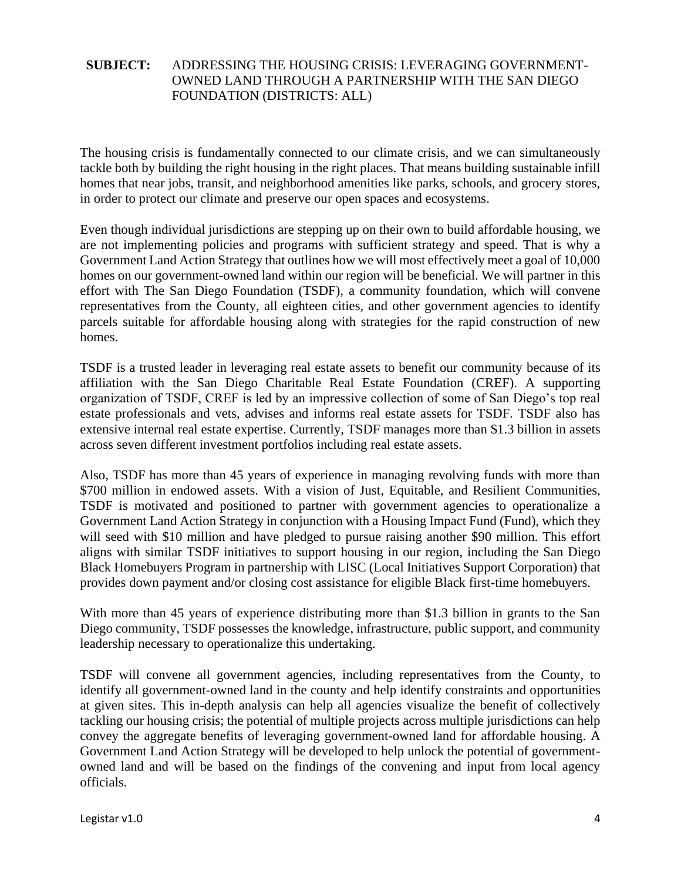**SUBJECT:** ADDRESSING THE HOUSING CRISIS: LEVERAGING GOVERNMENT-OWNED LAND THROUGH A PARTNERSHIP WITH THE SAN DIEGO FOUNDATION (DISTRICTS: ALL)

The housing crisis is fundamentally connected to our climate crisis, and we can simultaneously tackle both by building the right housing in the right places. That means building sustainable infill homes that near jobs, transit, and neighborhood amenities like parks, schools, and grocery stores, in order to protect our climate and preserve our open spaces and ecosystems.

Even though individual jurisdictions are stepping up on their own to build affordable housing, we are not implementing policies and programs with sufficient strategy and speed. That is why a Government Land Action Strategy that outlines how we will most effectively meet a goal of 10,000 homes on our government-owned land within our region will be beneficial. We will partner in this effort with The San Diego Foundation (TSDF), a community foundation, which will convene representatives from the County, all eighteen cities, and other government agencies to identify parcels suitable for affordable housing along with strategies for the rapid construction of new homes.

TSDF is a trusted leader in leveraging real estate assets to benefit our community because of its affiliation with the San Diego Charitable Real Estate Foundation (CREF). A supporting organization of TSDF, CREF is led by an impressive collection of some of San Diego's top real estate professionals and vets, advises and informs real estate assets for TSDF. TSDF also has extensive internal real estate expertise. Currently, TSDF manages more than $1.3 billion in assets across seven different investment portfolios including real estate assets.

Also, TSDF has more than 45 years of experience in managing revolving funds with more than $700 million in endowed assets. With a vision of Just, Equitable, and Resilient Communities, TSDF is motivated and positioned to partner with government agencies to operationalize a Government Land Action Strategy in conjunction with a Housing Impact Fund (Fund), which they will seed with $10 million and have pledged to pursue raising another $90 million. This effort aligns with similar TSDF initiatives to support housing in our region, including the San Diego Black Homebuyers Program in partnership with LISC (Local Initiatives Support Corporation) that provides down payment and/or closing cost assistance for eligible Black first-time homebuyers.

With more than 45 years of experience distributing more than $1.3 billion in grants to the San Diego community, TSDF possesses the knowledge, infrastructure, public support, and community leadership necessary to operationalize this undertaking.

TSDF will convene all government agencies, including representatives from the County, to identify all government-owned land in the county and help identify constraints and opportunities at given sites. This in-depth analysis can help all agencies visualize the benefit of collectively tackling our housing crisis; the potential of multiple projects across multiple jurisdictions can help convey the aggregate benefits of leveraging government-owned land for affordable housing. A Government Land Action Strategy will be developed to help unlock the potential of government-owned land and will be based on the findings of the convening and input from local agency officials.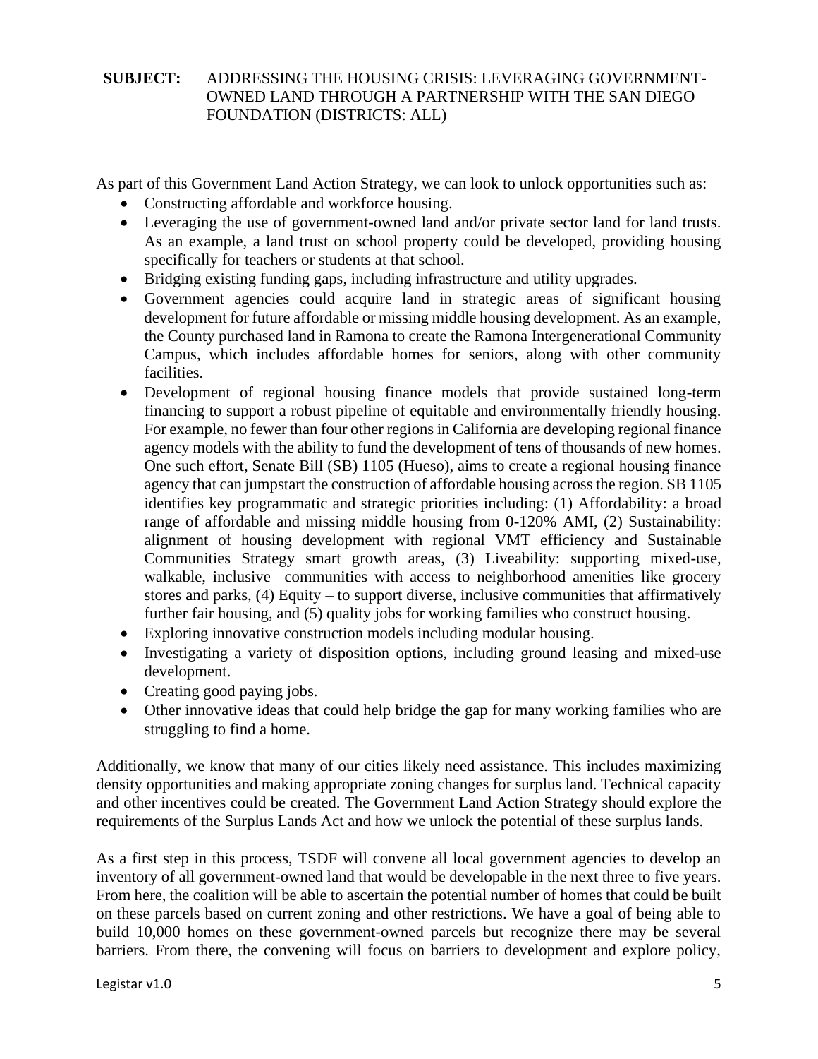**SUBJECT:** ADDRESSING THE HOUSING CRISIS: LEVERAGING GOVERNMENT-OWNED LAND THROUGH A PARTNERSHIP WITH THE SAN DIEGO FOUNDATION (DISTRICTS: ALL)

As part of this Government Land Action Strategy, we can look to unlock opportunities such as:

- Constructing affordable and workforce housing.
- Leveraging the use of government-owned land and/or private sector land for land trusts. As an example, a land trust on school property could be developed, providing housing specifically for teachers or students at that school.
- Bridging existing funding gaps, including infrastructure and utility upgrades.
- Government agencies could acquire land in strategic areas of significant housing development for future affordable or missing middle housing development. As an example, the County purchased land in Ramona to create the Ramona Intergenerational Community Campus, which includes affordable homes for seniors, along with other community facilities.
- Development of regional housing finance models that provide sustained long-term financing to support a robust pipeline of equitable and environmentally friendly housing. For example, no fewer than four other regions in California are developing regional finance agency models with the ability to fund the development of tens of thousands of new homes. One such effort, Senate Bill (SB) 1105 (Hueso), aims to create a regional housing finance agency that can jumpstart the construction of affordable housing across the region. SB 1105 identifies key programmatic and strategic priorities including: (1) Affordability: a broad range of affordable and missing middle housing from 0-120% AMI, (2) Sustainability: alignment of housing development with regional VMT efficiency and Sustainable Communities Strategy smart growth areas, (3) Liveability: supporting mixed-use, walkable, inclusive communities with access to neighborhood amenities like grocery stores and parks, (4) Equity – to support diverse, inclusive communities that affirmatively further fair housing, and (5) quality jobs for working families who construct housing.
- Exploring innovative construction models including modular housing.
- Investigating a variety of disposition options, including ground leasing and mixed-use development.
- Creating good paying jobs.
- Other innovative ideas that could help bridge the gap for many working families who are struggling to find a home.

Additionally, we know that many of our cities likely need assistance. This includes maximizing density opportunities and making appropriate zoning changes for surplus land. Technical capacity and other incentives could be created. The Government Land Action Strategy should explore the requirements of the Surplus Lands Act and how we unlock the potential of these surplus lands.

As a first step in this process, TSDF will convene all local government agencies to develop an inventory of all government-owned land that would be developable in the next three to five years. From here, the coalition will be able to ascertain the potential number of homes that could be built on these parcels based on current zoning and other restrictions. We have a goal of being able to build 10,000 homes on these government-owned parcels but recognize there may be several barriers. From there, the convening will focus on barriers to development and explore policy,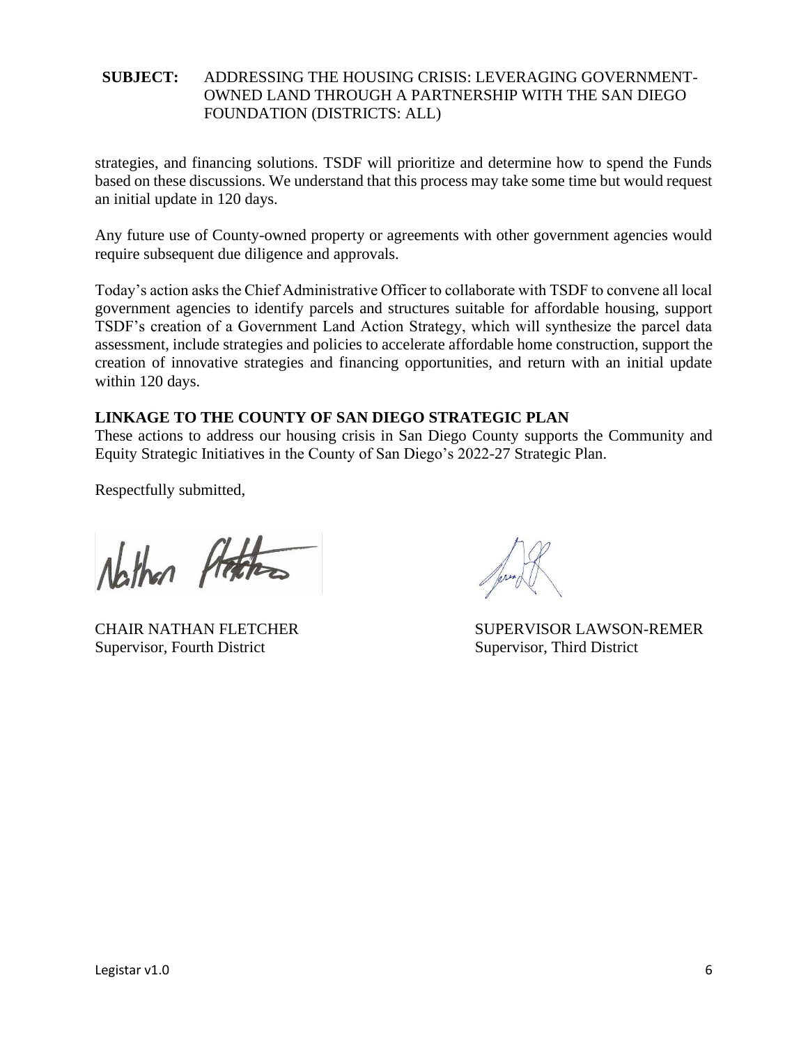**SUBJECT:** ADDRESSING THE HOUSING CRISIS: LEVERAGING GOVERNMENT-OWNED LAND THROUGH A PARTNERSHIP WITH THE SAN DIEGO FOUNDATION (DISTRICTS: ALL)

strategies, and financing solutions. TSDF will prioritize and determine how to spend the Funds based on these discussions. We understand that this process may take some time but would request an initial update in 120 days.

Any future use of County-owned property or agreements with other government agencies would require subsequent due diligence and approvals.

Today's action asks the Chief Administrative Officer to collaborate with TSDF to convene all local government agencies to identify parcels and structures suitable for affordable housing, support TSDF's creation of a Government Land Action Strategy, which will synthesize the parcel data assessment, include strategies and policies to accelerate affordable home construction, support the creation of innovative strategies and financing opportunities, and return with an initial update within 120 days.

**LINKAGE TO THE COUNTY OF SAN DIEGO STRATEGIC PLAN**

These actions to address our housing crisis in San Diego County supports the Community and Equity Strategic Initiatives in the County of San Diego's 2022-27 Strategic Plan.

Respectfully submitted,

CHAIR NATHAN FLETCHER
Supervisor, Fourth District

SUPERVISOR LAWSON-REMER
Supervisor, Third District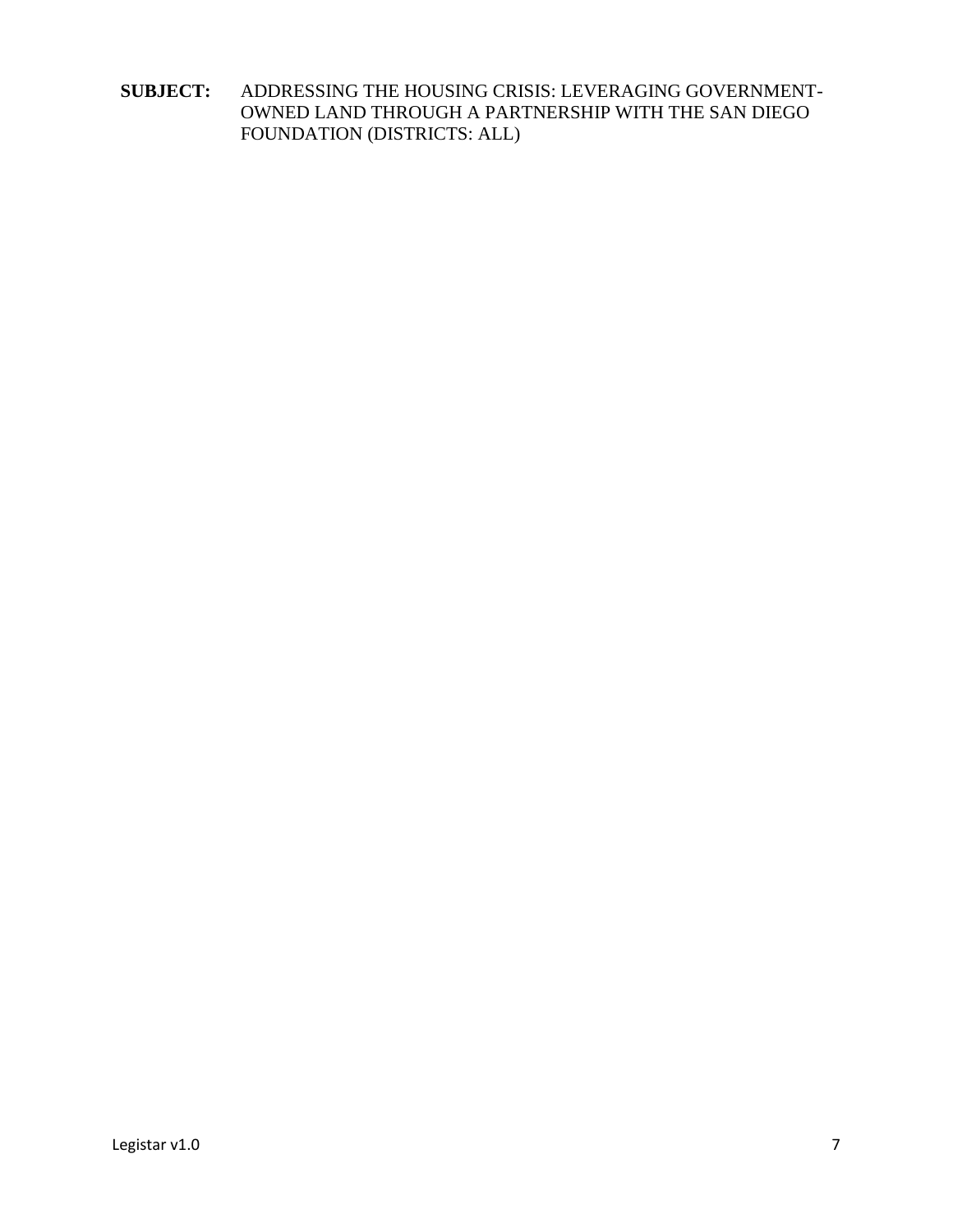**SUBJECT:** ADDRESSING THE HOUSING CRISIS: LEVERAGING GOVERNMENT-OWNED LAND THROUGH A PARTNERSHIP WITH THE SAN DIEGO FOUNDATION (DISTRICTS: ALL)